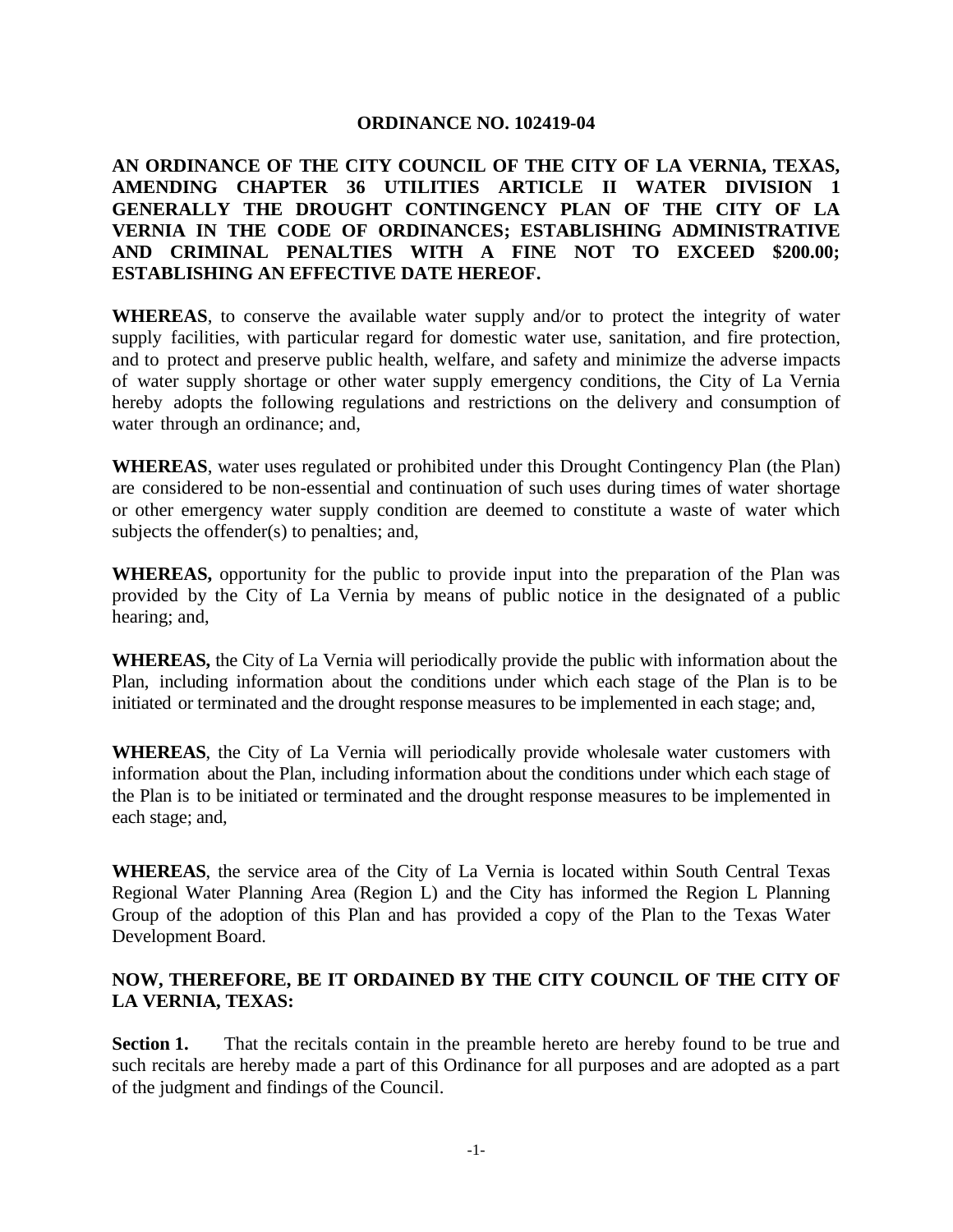**ORDINANCE NO. 102419-04**

**AN ORDINANCE OF THE CITY COUNCIL OF THE CITY OF LA VERNIA, TEXAS, AMENDING CHAPTER 36 UTILITIES ARTICLE II WATER DIVISION 1 GENERALLY THE DROUGHT CONTINGENCY PLAN OF THE CITY OF LA VERNIA IN THE CODE OF ORDINANCES; ESTABLISHING ADMINISTRATIVE AND CRIMINAL PENALTIES WITH A FINE NOT TO EXCEED $200.00; ESTABLISHING AN EFFECTIVE DATE HEREOF.**

**WHEREAS**, to conserve the available water supply and/or to protect the integrity of water supply facilities, with particular regard for domestic water use, sanitation, and fire protection, and to protect and preserve public health, welfare, and safety and minimize the adverse impacts of water supply shortage or other water supply emergency conditions, the City of La Vernia hereby adopts the following regulations and restrictions on the delivery and consumption of water through an ordinance; and,

**WHEREAS**, water uses regulated or prohibited under this Drought Contingency Plan (the Plan) are considered to be non-essential and continuation of such uses during times of water shortage or other emergency water supply condition are deemed to constitute a waste of water which subjects the offender(s) to penalties; and,

**WHEREAS,** opportunity for the public to provide input into the preparation of the Plan was provided by the City of La Vernia by means of public notice in the designated of a public hearing; and,

**WHEREAS,** the City of La Vernia will periodically provide the public with information about the Plan, including information about the conditions under which each stage of the Plan is to be initiated or terminated and the drought response measures to be implemented in each stage; and,

**WHEREAS**, the City of La Vernia will periodically provide wholesale water customers with information about the Plan, including information about the conditions under which each stage of the Plan is to be initiated or terminated and the drought response measures to be implemented in each stage; and,

**WHEREAS**, the service area of the City of La Vernia is located within South Central Texas Regional Water Planning Area (Region L) and the City has informed the Region L Planning Group of the adoption of this Plan and has provided a copy of the Plan to the Texas Water Development Board.

**NOW, THEREFORE, BE IT ORDAINED BY THE CITY COUNCIL OF THE CITY OF LA VERNIA, TEXAS:**

**Section 1.** That the recitals contain in the preamble hereto are hereby found to be true and such recitals are hereby made a part of this Ordinance for all purposes and are adopted as a part of the judgment and findings of the Council.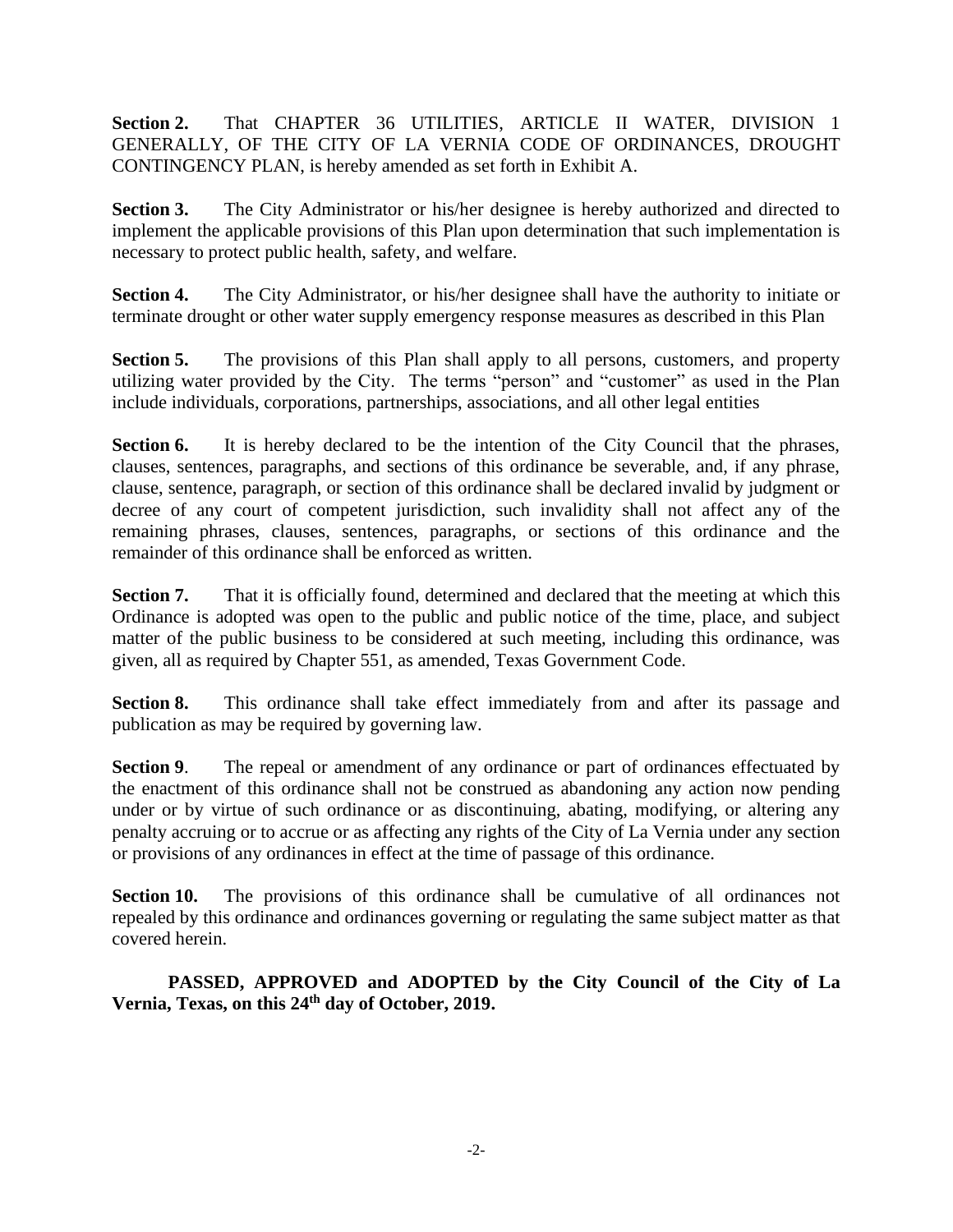**Section 2.** That CHAPTER 36 UTILITIES, ARTICLE II WATER, DIVISION 1 GENERALLY, OF THE CITY OF LA VERNIA CODE OF ORDINANCES, DROUGHT CONTINGENCY PLAN, is hereby amended as set forth in Exhibit A.

**Section 3.** The City Administrator or his/her designee is hereby authorized and directed to implement the applicable provisions of this Plan upon determination that such implementation is necessary to protect public health, safety, and welfare.

**Section 4.** The City Administrator, or his/her designee shall have the authority to initiate or terminate drought or other water supply emergency response measures as described in this Plan

**Section 5.** The provisions of this Plan shall apply to all persons, customers, and property utilizing water provided by the City. The terms "person" and "customer" as used in the Plan include individuals, corporations, partnerships, associations, and all other legal entities

**Section 6.** It is hereby declared to be the intention of the City Council that the phrases, clauses, sentences, paragraphs, and sections of this ordinance be severable, and, if any phrase, clause, sentence, paragraph, or section of this ordinance shall be declared invalid by judgment or decree of any court of competent jurisdiction, such invalidity shall not affect any of the remaining phrases, clauses, sentences, paragraphs, or sections of this ordinance and the remainder of this ordinance shall be enforced as written.

**Section 7.** That it is officially found, determined and declared that the meeting at which this Ordinance is adopted was open to the public and public notice of the time, place, and subject matter of the public business to be considered at such meeting, including this ordinance, was given, all as required by Chapter 551, as amended, Texas Government Code.

**Section 8.** This ordinance shall take effect immediately from and after its passage and publication as may be required by governing law.

**Section 9**. The repeal or amendment of any ordinance or part of ordinances effectuated by the enactment of this ordinance shall not be construed as abandoning any action now pending under or by virtue of such ordinance or as discontinuing, abating, modifying, or altering any penalty accruing or to accrue or as affecting any rights of the City of La Vernia under any section or provisions of any ordinances in effect at the time of passage of this ordinance.

**Section 10.** The provisions of this ordinance shall be cumulative of all ordinances not repealed by this ordinance and ordinances governing or regulating the same subject matter as that covered herein.

**PASSED, APPROVED and ADOPTED by the City Council of the City of La Vernia, Texas, on this 24th day of October, 2019.**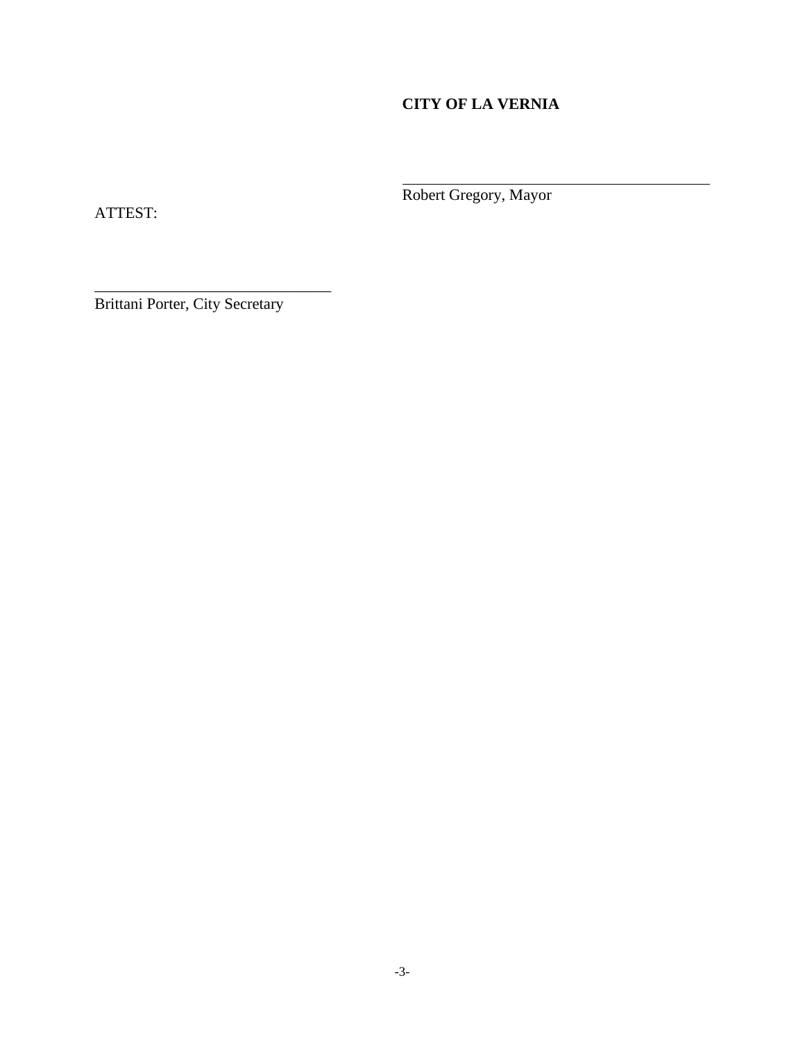**CITY OF LA VERNIA**

\_\_\_\_\_\_\_\_\_\_\_\_\_\_\_\_\_\_\_\_\_\_\_\_\_\_\_\_\_\_\_\_\_\_\_\_\_\_\_\_

Robert Gregory, Mayor

ATTEST:

\_\_\_\_\_\_\_\_\_\_\_\_\_\_\_\_\_\_\_\_\_\_\_\_\_\_\_\_\_\_\_\_

Brittani Porter, City Secretary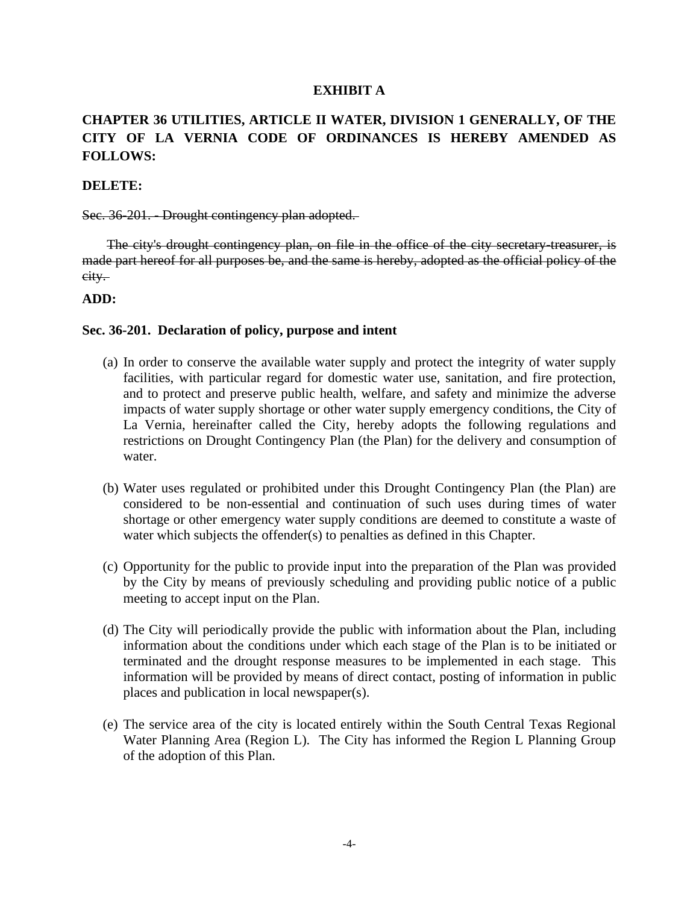**EXHIBIT A**

**CHAPTER 36 UTILITIES, ARTICLE II WATER, DIVISION 1 GENERALLY, OF THE CITY OF LA VERNIA CODE OF ORDINANCES IS HEREBY AMENDED AS FOLLOWS:**

**DELETE:**

~~Sec. 36-201. - Drought contingency plan adopted.~~

~~The city's drought contingency plan, on file in the office of the city secretary-treasurer, is made part hereof for all purposes be, and the same is hereby, adopted as the official policy of the city.~~

**ADD:**

**Sec. 36-201. Declaration of policy, purpose and intent**

(a) In order to conserve the available water supply and protect the integrity of water supply facilities, with particular regard for domestic water use, sanitation, and fire protection, and to protect and preserve public health, welfare, and safety and minimize the adverse impacts of water supply shortage or other water supply emergency conditions, the City of La Vernia, hereinafter called the City, hereby adopts the following regulations and restrictions on Drought Contingency Plan (the Plan) for the delivery and consumption of water.

(b) Water uses regulated or prohibited under this Drought Contingency Plan (the Plan) are considered to be non-essential and continuation of such uses during times of water shortage or other emergency water supply conditions are deemed to constitute a waste of water which subjects the offender(s) to penalties as defined in this Chapter.

(c) Opportunity for the public to provide input into the preparation of the Plan was provided by the City by means of previously scheduling and providing public notice of a public meeting to accept input on the Plan.

(d) The City will periodically provide the public with information about the Plan, including information about the conditions under which each stage of the Plan is to be initiated or terminated and the drought response measures to be implemented in each stage. This information will be provided by means of direct contact, posting of information in public places and publication in local newspaper(s).

(e) The service area of the city is located entirely within the South Central Texas Regional Water Planning Area (Region L). The City has informed the Region L Planning Group of the adoption of this Plan.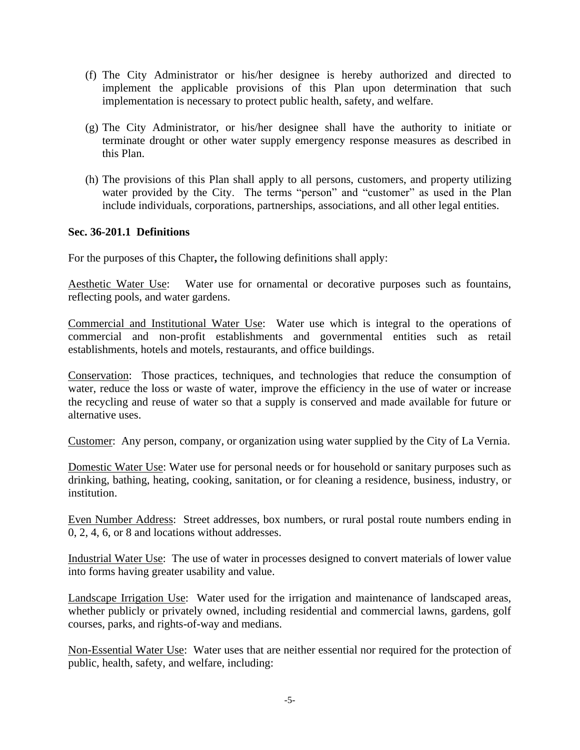(f) The City Administrator or his/her designee is hereby authorized and directed to implement the applicable provisions of this Plan upon determination that such implementation is necessary to protect public health, safety, and welfare.

(g) The City Administrator, or his/her designee shall have the authority to initiate or terminate drought or other water supply emergency response measures as described in this Plan.

(h) The provisions of this Plan shall apply to all persons, customers, and property utilizing water provided by the City. The terms "person" and "customer" as used in the Plan include individuals, corporations, partnerships, associations, and all other legal entities.

**Sec. 36-201.1 Definitions**

For the purposes of this Chapter**,** the following definitions shall apply:

Aesthetic Water Use: Water use for ornamental or decorative purposes such as fountains, reflecting pools, and water gardens.

Commercial and Institutional Water Use: Water use which is integral to the operations of commercial and non-profit establishments and governmental entities such as retail establishments, hotels and motels, restaurants, and office buildings.

Conservation: Those practices, techniques, and technologies that reduce the consumption of water, reduce the loss or waste of water, improve the efficiency in the use of water or increase the recycling and reuse of water so that a supply is conserved and made available for future or alternative uses.

Customer: Any person, company, or organization using water supplied by the City of La Vernia.

Domestic Water Use: Water use for personal needs or for household or sanitary purposes such as drinking, bathing, heating, cooking, sanitation, or for cleaning a residence, business, industry, or institution.

Even Number Address: Street addresses, box numbers, or rural postal route numbers ending in 0, 2, 4, 6, or 8 and locations without addresses.

Industrial Water Use: The use of water in processes designed to convert materials of lower value into forms having greater usability and value.

Landscape Irrigation Use: Water used for the irrigation and maintenance of landscaped areas, whether publicly or privately owned, including residential and commercial lawns, gardens, golf courses, parks, and rights-of-way and medians.

Non-Essential Water Use: Water uses that are neither essential nor required for the protection of public, health, safety, and welfare, including: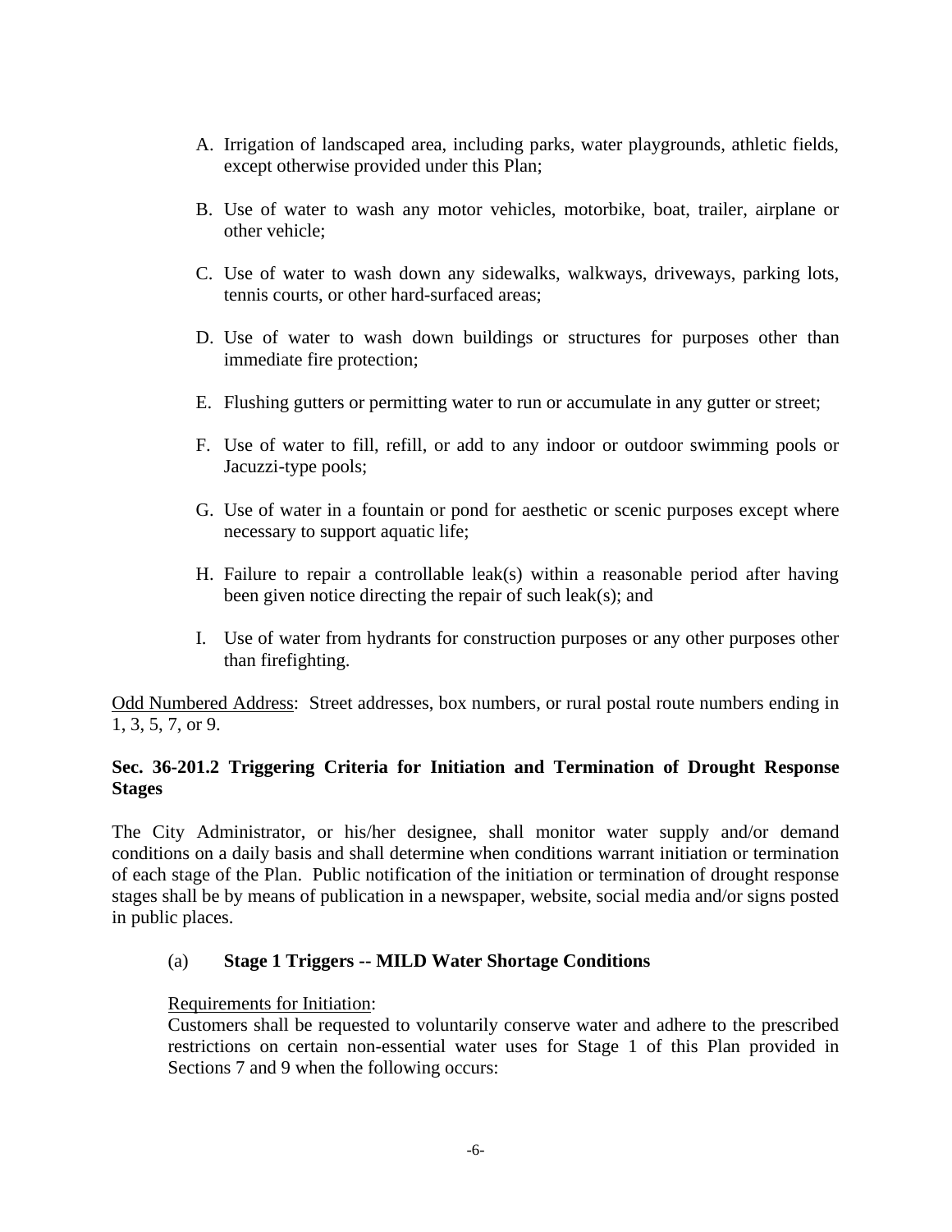A. Irrigation of landscaped area, including parks, water playgrounds, athletic fields, except otherwise provided under this Plan;

B. Use of water to wash any motor vehicles, motorbike, boat, trailer, airplane or other vehicle;

C. Use of water to wash down any sidewalks, walkways, driveways, parking lots, tennis courts, or other hard-surfaced areas;

D. Use of water to wash down buildings or structures for purposes other than immediate fire protection;

E. Flushing gutters or permitting water to run or accumulate in any gutter or street;

F. Use of water to fill, refill, or add to any indoor or outdoor swimming pools or Jacuzzi-type pools;

G. Use of water in a fountain or pond for aesthetic or scenic purposes except where necessary to support aquatic life;

H. Failure to repair a controllable leak(s) within a reasonable period after having been given notice directing the repair of such leak(s); and

I. Use of water from hydrants for construction purposes or any other purposes other than firefighting.

<u>Odd Numbered Address</u>: Street addresses, box numbers, or rural postal route numbers ending in 1, 3, 5, 7, or 9.

### Sec. 36-201.2 Triggering Criteria for Initiation and Termination of Drought Response Stages

The City Administrator, or his/her designee, shall monitor water supply and/or demand conditions on a daily basis and shall determine when conditions warrant initiation or termination of each stage of the Plan. Public notification of the initiation or termination of drought response stages shall be by means of publication in a newspaper, website, social media and/or signs posted in public places.

(a) **Stage 1 Triggers -- MILD Water Shortage Conditions**

<u>Requirements for Initiation</u>:
Customers shall be requested to voluntarily conserve water and adhere to the prescribed restrictions on certain non-essential water uses for Stage 1 of this Plan provided in Sections 7 and 9 when the following occurs: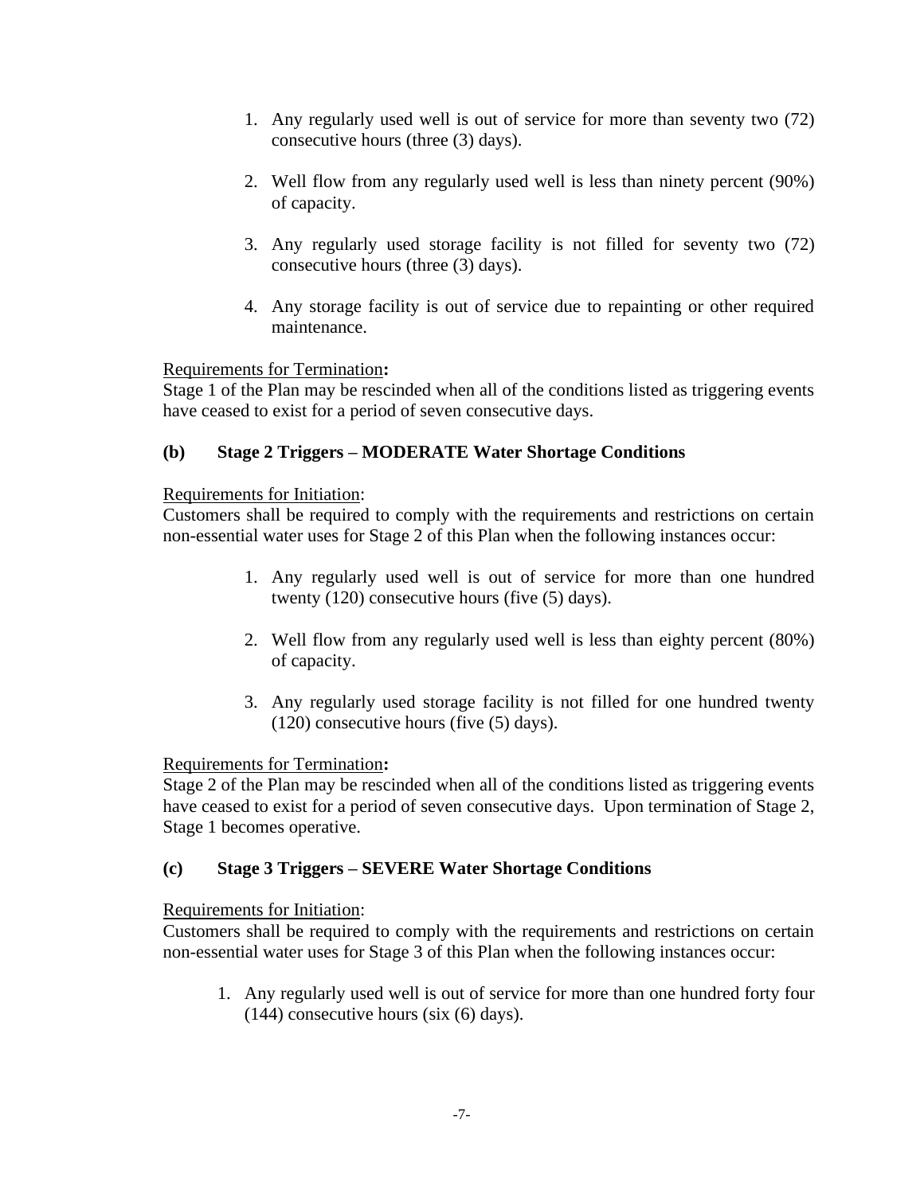1. Any regularly used well is out of service for more than seventy two (72) consecutive hours (three (3) days).

2. Well flow from any regularly used well is less than ninety percent (90%) of capacity.

3. Any regularly used storage facility is not filled for seventy two (72) consecutive hours (three (3) days).

4. Any storage facility is out of service due to repainting or other required maintenance.

Requirements for Termination**:**
Stage 1 of the Plan may be rescinded when all of the conditions listed as triggering events have ceased to exist for a period of seven consecutive days.

### (b) Stage 2 Triggers – MODERATE Water Shortage Conditions

Requirements for Initiation:
Customers shall be required to comply with the requirements and restrictions on certain non-essential water uses for Stage 2 of this Plan when the following instances occur:

1. Any regularly used well is out of service for more than one hundred twenty (120) consecutive hours (five (5) days).

2. Well flow from any regularly used well is less than eighty percent (80%) of capacity.

3. Any regularly used storage facility is not filled for one hundred twenty (120) consecutive hours (five (5) days).

Requirements for Termination**:**
Stage 2 of the Plan may be rescinded when all of the conditions listed as triggering events have ceased to exist for a period of seven consecutive days. Upon termination of Stage 2, Stage 1 becomes operative.

### (c) Stage 3 Triggers – SEVERE Water Shortage Conditions

Requirements for Initiation:
Customers shall be required to comply with the requirements and restrictions on certain non-essential water uses for Stage 3 of this Plan when the following instances occur:

1. Any regularly used well is out of service for more than one hundred forty four (144) consecutive hours (six (6) days).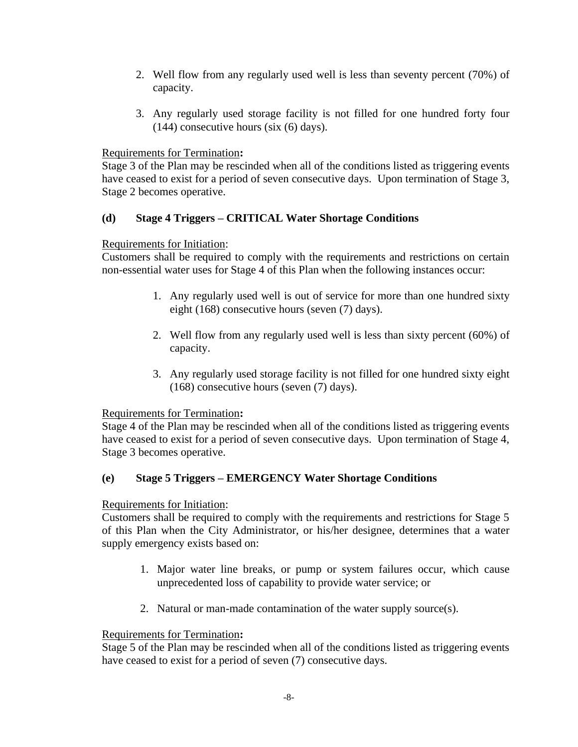2. Well flow from any regularly used well is less than seventy percent (70%) of capacity.

3. Any regularly used storage facility is not filled for one hundred forty four (144) consecutive hours (six (6) days).

Requirements for Termination**:**
Stage 3 of the Plan may be rescinded when all of the conditions listed as triggering events have ceased to exist for a period of seven consecutive days. Upon termination of Stage 3, Stage 2 becomes operative.

**(d) Stage 4 Triggers – CRITICAL Water Shortage Conditions**

Requirements for Initiation:
Customers shall be required to comply with the requirements and restrictions on certain non-essential water uses for Stage 4 of this Plan when the following instances occur:

1. Any regularly used well is out of service for more than one hundred sixty eight (168) consecutive hours (seven (7) days).

2. Well flow from any regularly used well is less than sixty percent (60%) of capacity.

3. Any regularly used storage facility is not filled for one hundred sixty eight (168) consecutive hours (seven (7) days).

Requirements for Termination**:**
Stage 4 of the Plan may be rescinded when all of the conditions listed as triggering events have ceased to exist for a period of seven consecutive days. Upon termination of Stage 4, Stage 3 becomes operative.

**(e) Stage 5 Triggers – EMERGENCY Water Shortage Conditions**

Requirements for Initiation:
Customers shall be required to comply with the requirements and restrictions for Stage 5 of this Plan when the City Administrator, or his/her designee, determines that a water supply emergency exists based on:

1. Major water line breaks, or pump or system failures occur, which cause unprecedented loss of capability to provide water service; or

2. Natural or man-made contamination of the water supply source(s).

Requirements for Termination**:**
Stage 5 of the Plan may be rescinded when all of the conditions listed as triggering events have ceased to exist for a period of seven (7) consecutive days.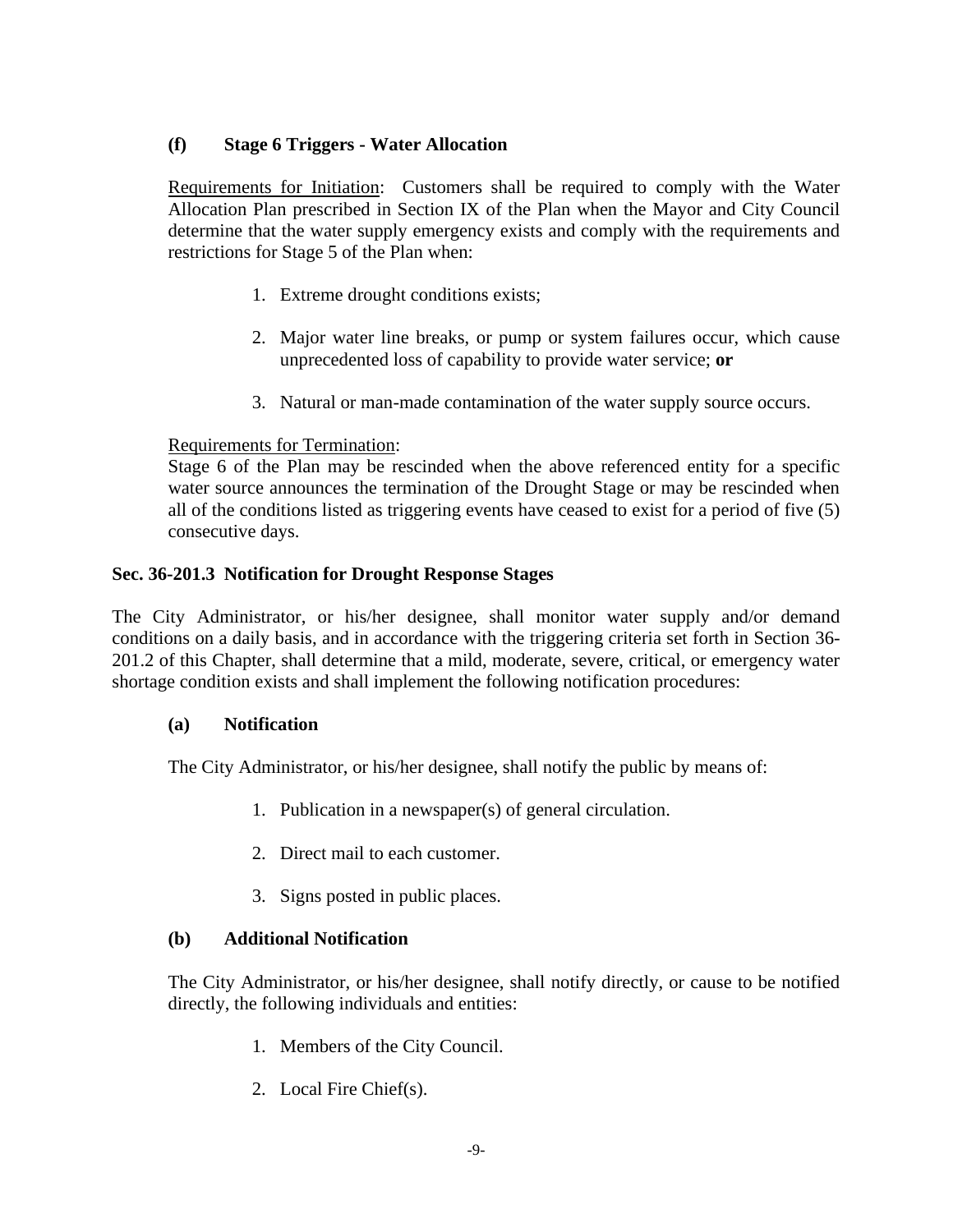### (f) Stage 6 Triggers - Water Allocation

Requirements for Initiation: Customers shall be required to comply with the Water Allocation Plan prescribed in Section IX of the Plan when the Mayor and City Council determine that the water supply emergency exists and comply with the requirements and restrictions for Stage 5 of the Plan when:

1. Extreme drought conditions exists;
2. Major water line breaks, or pump or system failures occur, which cause unprecedented loss of capability to provide water service; **or**
3. Natural or man-made contamination of the water supply source occurs.

Requirements for Termination:
Stage 6 of the Plan may be rescinded when the above referenced entity for a specific water source announces the termination of the Drought Stage or may be rescinded when all of the conditions listed as triggering events have ceased to exist for a period of five (5) consecutive days.

## Sec. 36-201.3 Notification for Drought Response Stages

The City Administrator, or his/her designee, shall monitor water supply and/or demand conditions on a daily basis, and in accordance with the triggering criteria set forth in Section 36-201.2 of this Chapter, shall determine that a mild, moderate, severe, critical, or emergency water shortage condition exists and shall implement the following notification procedures:

### (a) Notification

The City Administrator, or his/her designee, shall notify the public by means of:

1. Publication in a newspaper(s) of general circulation.
2. Direct mail to each customer.
3. Signs posted in public places.

### (b) Additional Notification

The City Administrator, or his/her designee, shall notify directly, or cause to be notified directly, the following individuals and entities:

1. Members of the City Council.
2. Local Fire Chief(s).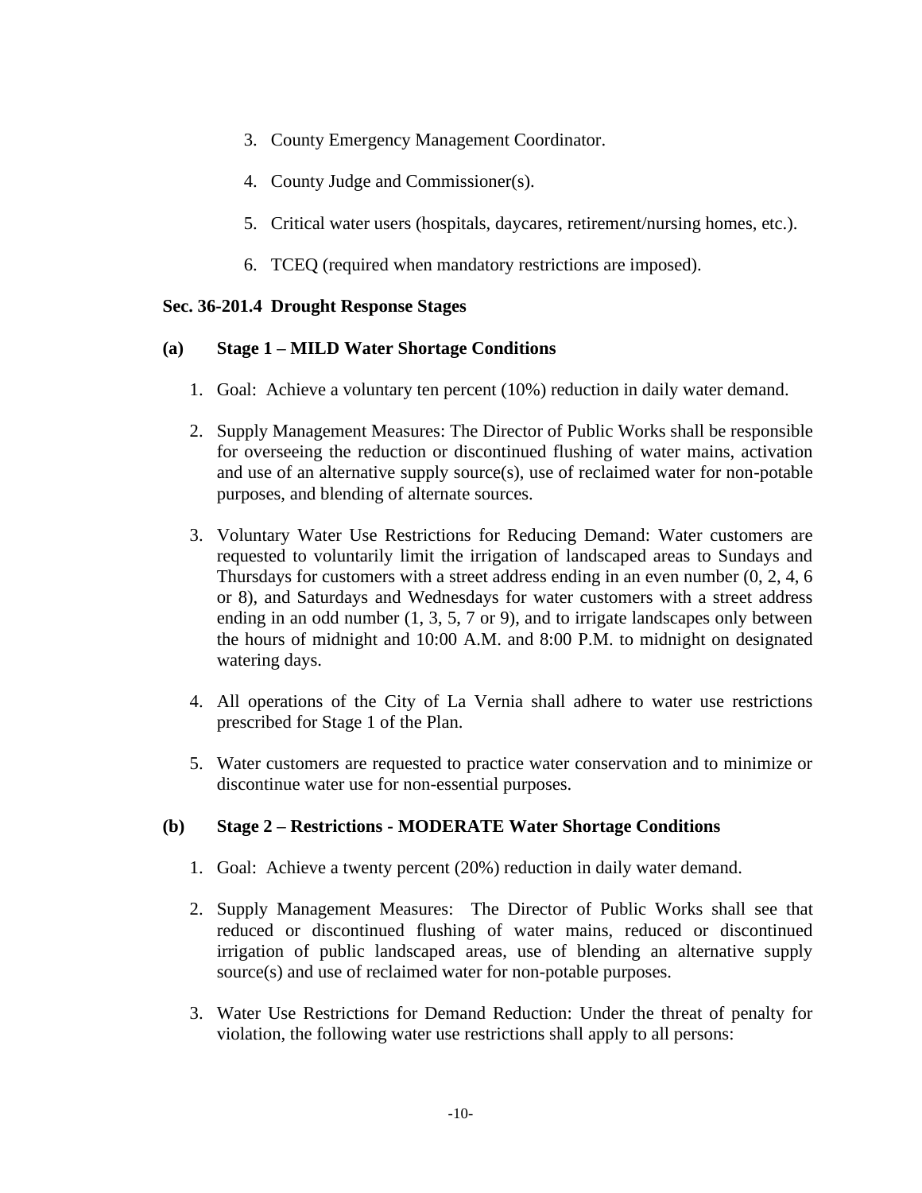3. County Emergency Management Coordinator.

4. County Judge and Commissioner(s).

5. Critical water users (hospitals, daycares, retirement/nursing homes, etc.).

6. TCEQ (required when mandatory restrictions are imposed).

### Sec. 36-201.4 Drought Response Stages

**(a) Stage 1 – MILD Water Shortage Conditions**

1. Goal: Achieve a voluntary ten percent (10%) reduction in daily water demand.

2. Supply Management Measures: The Director of Public Works shall be responsible for overseeing the reduction or discontinued flushing of water mains, activation and use of an alternative supply source(s), use of reclaimed water for non-potable purposes, and blending of alternate sources.

3. Voluntary Water Use Restrictions for Reducing Demand: Water customers are requested to voluntarily limit the irrigation of landscaped areas to Sundays and Thursdays for customers with a street address ending in an even number (0, 2, 4, 6 or 8), and Saturdays and Wednesdays for water customers with a street address ending in an odd number (1, 3, 5, 7 or 9), and to irrigate landscapes only between the hours of midnight and 10:00 A.M. and 8:00 P.M. to midnight on designated watering days.

4. All operations of the City of La Vernia shall adhere to water use restrictions prescribed for Stage 1 of the Plan.

5. Water customers are requested to practice water conservation and to minimize or discontinue water use for non-essential purposes.

**(b) Stage 2 – Restrictions - MODERATE Water Shortage Conditions**

1. Goal: Achieve a twenty percent (20%) reduction in daily water demand.

2. Supply Management Measures: The Director of Public Works shall see that reduced or discontinued flushing of water mains, reduced or discontinued irrigation of public landscaped areas, use of blending an alternative supply source(s) and use of reclaimed water for non-potable purposes.

3. Water Use Restrictions for Demand Reduction: Under the threat of penalty for violation, the following water use restrictions shall apply to all persons: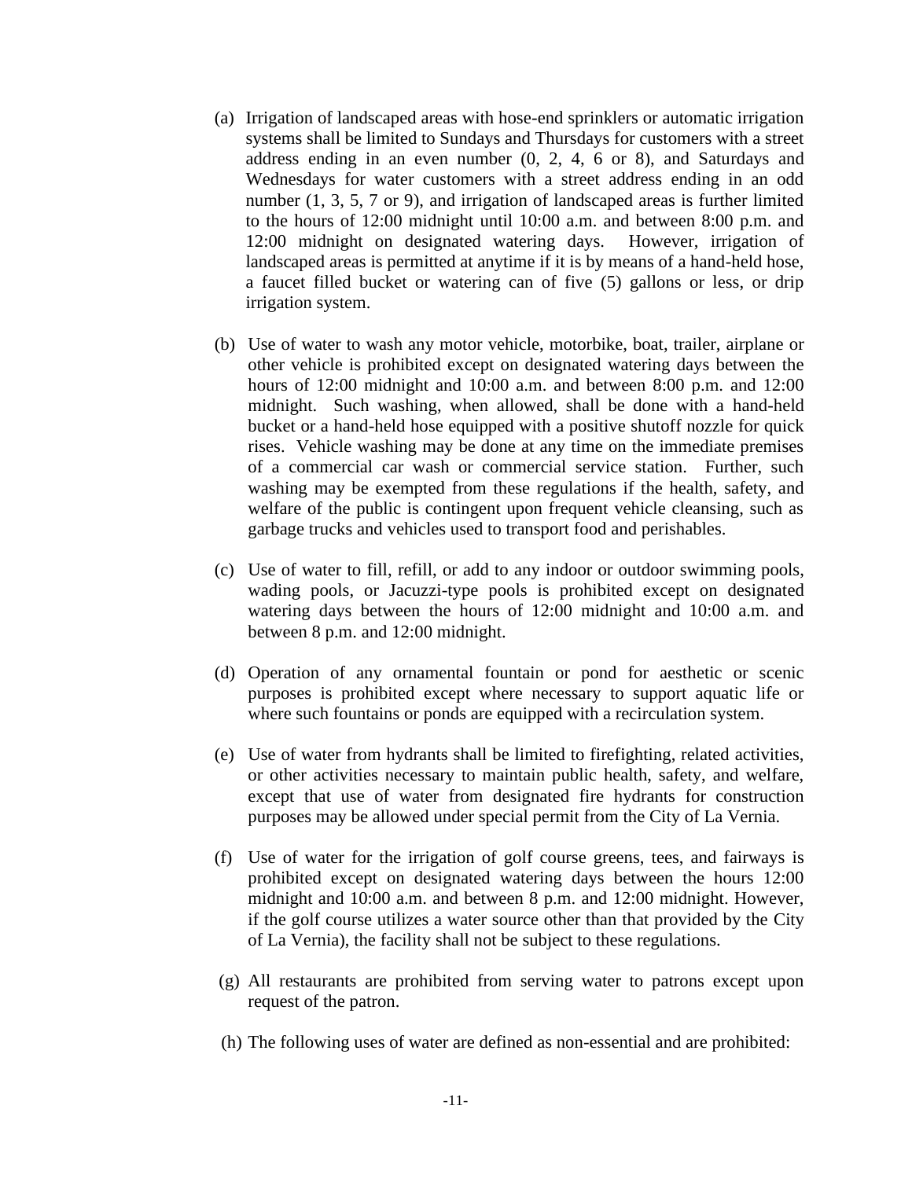(a) Irrigation of landscaped areas with hose-end sprinklers or automatic irrigation systems shall be limited to Sundays and Thursdays for customers with a street address ending in an even number (0, 2, 4, 6 or 8), and Saturdays and Wednesdays for water customers with a street address ending in an odd number (1, 3, 5, 7 or 9), and irrigation of landscaped areas is further limited to the hours of 12:00 midnight until 10:00 a.m. and between 8:00 p.m. and 12:00 midnight on designated watering days. However, irrigation of landscaped areas is permitted at anytime if it is by means of a hand-held hose, a faucet filled bucket or watering can of five (5) gallons or less, or drip irrigation system.

(b) Use of water to wash any motor vehicle, motorbike, boat, trailer, airplane or other vehicle is prohibited except on designated watering days between the hours of 12:00 midnight and 10:00 a.m. and between 8:00 p.m. and 12:00 midnight. Such washing, when allowed, shall be done with a hand-held bucket or a hand-held hose equipped with a positive shutoff nozzle for quick rises. Vehicle washing may be done at any time on the immediate premises of a commercial car wash or commercial service station. Further, such washing may be exempted from these regulations if the health, safety, and welfare of the public is contingent upon frequent vehicle cleansing, such as garbage trucks and vehicles used to transport food and perishables.

(c) Use of water to fill, refill, or add to any indoor or outdoor swimming pools, wading pools, or Jacuzzi-type pools is prohibited except on designated watering days between the hours of 12:00 midnight and 10:00 a.m. and between 8 p.m. and 12:00 midnight.

(d) Operation of any ornamental fountain or pond for aesthetic or scenic purposes is prohibited except where necessary to support aquatic life or where such fountains or ponds are equipped with a recirculation system.

(e) Use of water from hydrants shall be limited to firefighting, related activities, or other activities necessary to maintain public health, safety, and welfare, except that use of water from designated fire hydrants for construction purposes may be allowed under special permit from the City of La Vernia.

(f) Use of water for the irrigation of golf course greens, tees, and fairways is prohibited except on designated watering days between the hours 12:00 midnight and 10:00 a.m. and between 8 p.m. and 12:00 midnight. However, if the golf course utilizes a water source other than that provided by the City of La Vernia), the facility shall not be subject to these regulations.

(g) All restaurants are prohibited from serving water to patrons except upon request of the patron.

(h) The following uses of water are defined as non-essential and are prohibited: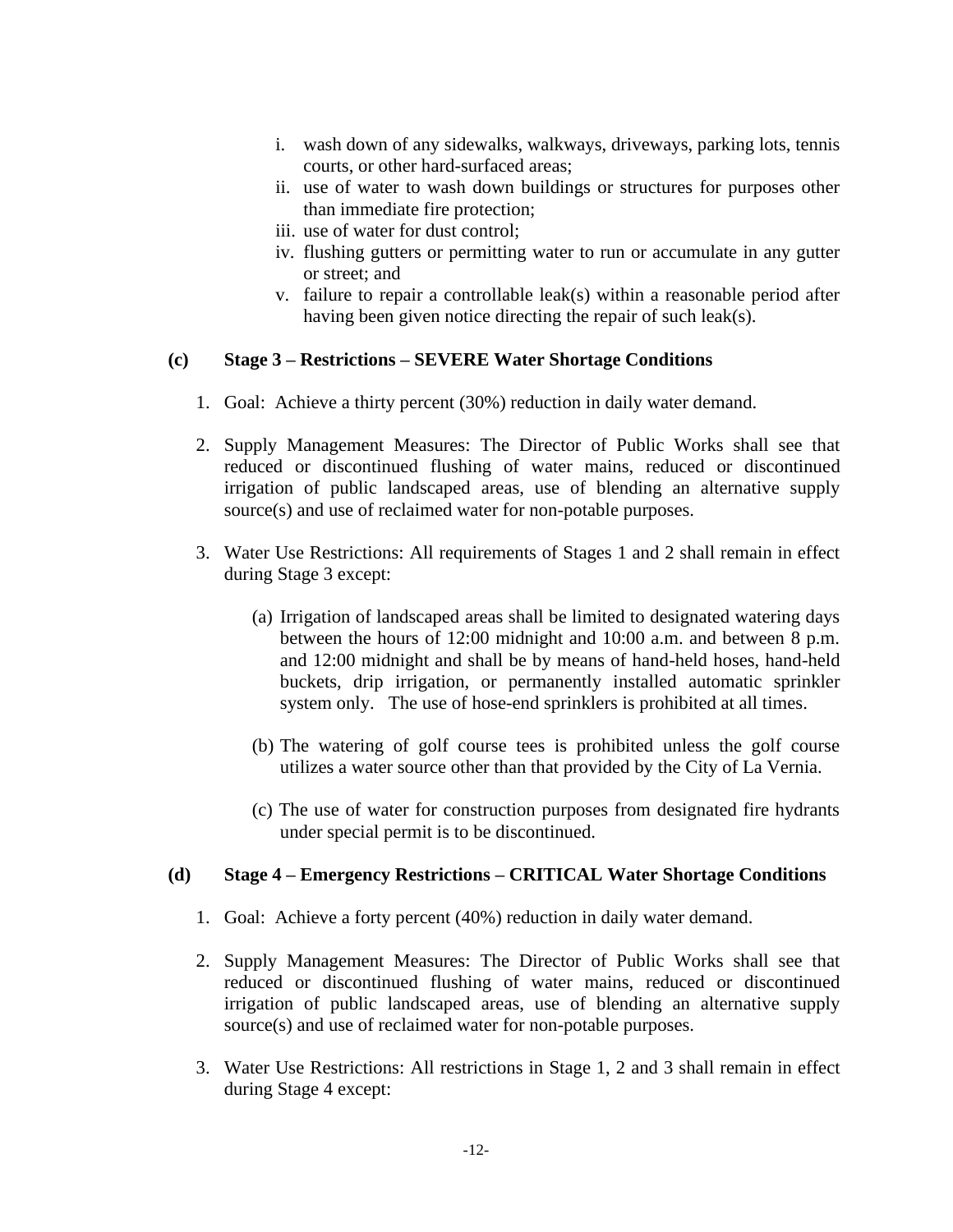i. wash down of any sidewalks, walkways, driveways, parking lots, tennis courts, or other hard-surfaced areas;
ii. use of water to wash down buildings or structures for purposes other than immediate fire protection;
iii. use of water for dust control;
iv. flushing gutters or permitting water to run or accumulate in any gutter or street; and
v. failure to repair a controllable leak(s) within a reasonable period after having been given notice directing the repair of such leak(s).

**(c) Stage 3 – Restrictions – SEVERE Water Shortage Conditions**

1. Goal: Achieve a thirty percent (30%) reduction in daily water demand.

2. Supply Management Measures: The Director of Public Works shall see that reduced or discontinued flushing of water mains, reduced or discontinued irrigation of public landscaped areas, use of blending an alternative supply source(s) and use of reclaimed water for non-potable purposes.

3. Water Use Restrictions: All requirements of Stages 1 and 2 shall remain in effect during Stage 3 except:

   (a) Irrigation of landscaped areas shall be limited to designated watering days between the hours of 12:00 midnight and 10:00 a.m. and between 8 p.m. and 12:00 midnight and shall be by means of hand-held hoses, hand-held buckets, drip irrigation, or permanently installed automatic sprinkler system only. The use of hose-end sprinklers is prohibited at all times.

   (b) The watering of golf course tees is prohibited unless the golf course utilizes a water source other than that provided by the City of La Vernia.

   (c) The use of water for construction purposes from designated fire hydrants under special permit is to be discontinued.

**(d) Stage 4 – Emergency Restrictions – CRITICAL Water Shortage Conditions**

1. Goal: Achieve a forty percent (40%) reduction in daily water demand.

2. Supply Management Measures: The Director of Public Works shall see that reduced or discontinued flushing of water mains, reduced or discontinued irrigation of public landscaped areas, use of blending an alternative supply source(s) and use of reclaimed water for non-potable purposes.

3. Water Use Restrictions: All restrictions in Stage 1, 2 and 3 shall remain in effect during Stage 4 except: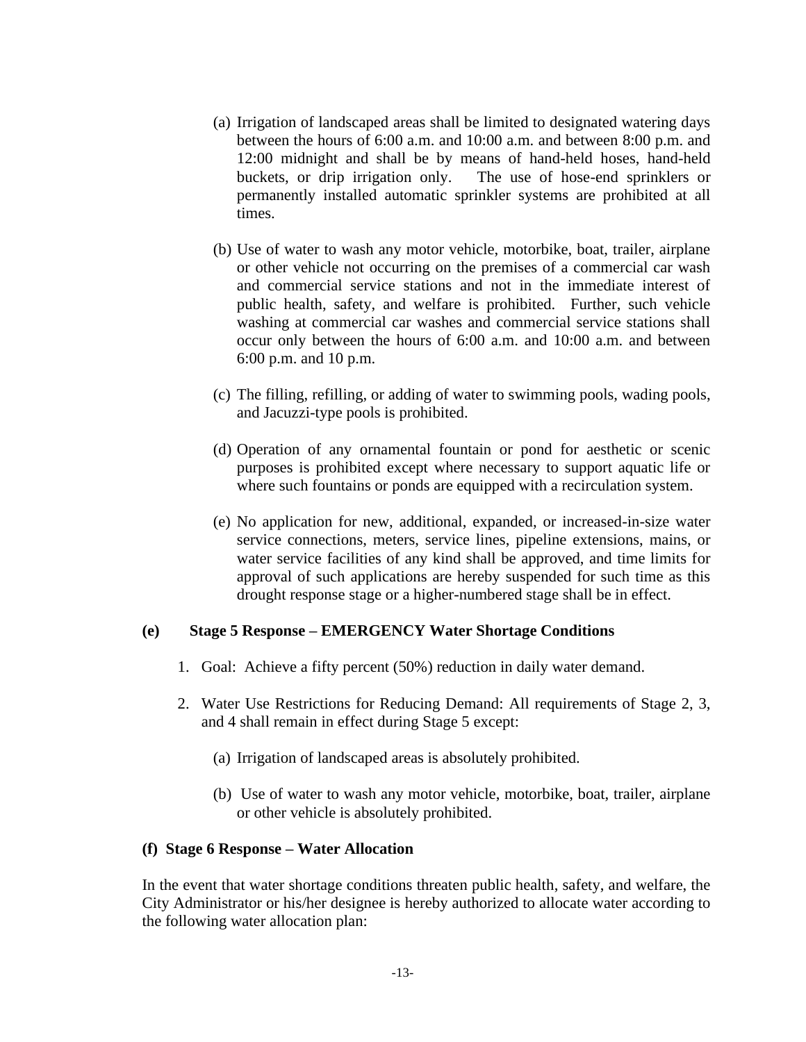(a) Irrigation of landscaped areas shall be limited to designated watering days between the hours of 6:00 a.m. and 10:00 a.m. and between 8:00 p.m. and 12:00 midnight and shall be by means of hand-held hoses, hand-held buckets, or drip irrigation only. The use of hose-end sprinklers or permanently installed automatic sprinkler systems are prohibited at all times.

(b) Use of water to wash any motor vehicle, motorbike, boat, trailer, airplane or other vehicle not occurring on the premises of a commercial car wash and commercial service stations and not in the immediate interest of public health, safety, and welfare is prohibited. Further, such vehicle washing at commercial car washes and commercial service stations shall occur only between the hours of 6:00 a.m. and 10:00 a.m. and between 6:00 p.m. and 10 p.m.

(c) The filling, refilling, or adding of water to swimming pools, wading pools, and Jacuzzi-type pools is prohibited.

(d) Operation of any ornamental fountain or pond for aesthetic or scenic purposes is prohibited except where necessary to support aquatic life or where such fountains or ponds are equipped with a recirculation system.

(e) No application for new, additional, expanded, or increased-in-size water service connections, meters, service lines, pipeline extensions, mains, or water service facilities of any kind shall be approved, and time limits for approval of such applications are hereby suspended for such time as this drought response stage or a higher-numbered stage shall be in effect.

**(e) Stage 5 Response – EMERGENCY Water Shortage Conditions**

1. Goal: Achieve a fifty percent (50%) reduction in daily water demand.

2. Water Use Restrictions for Reducing Demand: All requirements of Stage 2, 3, and 4 shall remain in effect during Stage 5 except:

   (a) Irrigation of landscaped areas is absolutely prohibited.

   (b) Use of water to wash any motor vehicle, motorbike, boat, trailer, airplane or other vehicle is absolutely prohibited.

**(f) Stage 6 Response – Water Allocation**

In the event that water shortage conditions threaten public health, safety, and welfare, the City Administrator or his/her designee is hereby authorized to allocate water according to the following water allocation plan: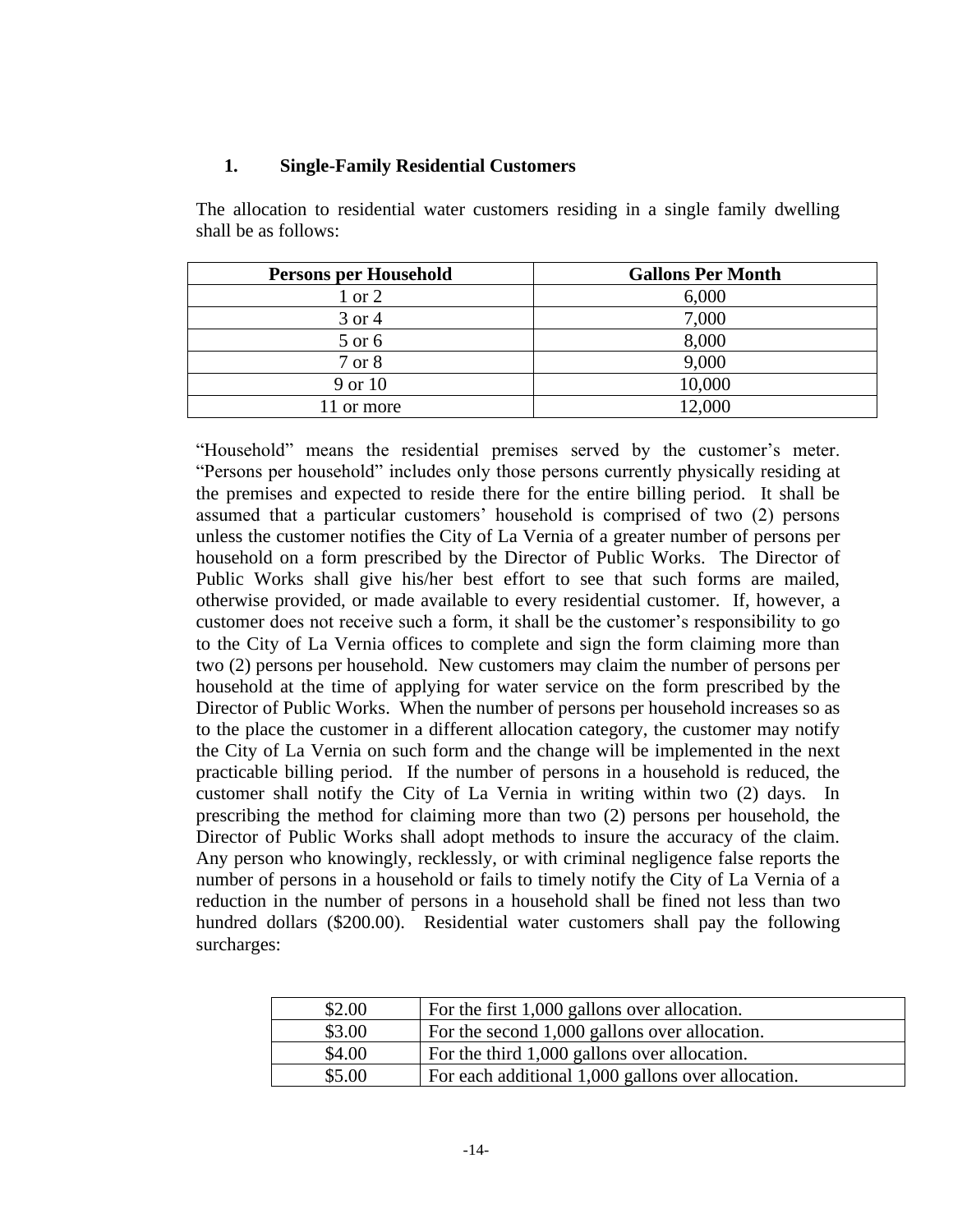### 1. Single-Family Residential Customers

The allocation to residential water customers residing in a single family dwelling shall be as follows:

| Persons per Household | Gallons Per Month |
|---|---|
| 1 or 2 | 6,000 |
| 3 or 4 | 7,000 |
| 5 or 6 | 8,000 |
| 7 or 8 | 9,000 |
| 9 or 10 | 10,000 |
| 11 or more | 12,000 |

"Household" means the residential premises served by the customer's meter. "Persons per household" includes only those persons currently physically residing at the premises and expected to reside there for the entire billing period. It shall be assumed that a particular customers' household is comprised of two (2) persons unless the customer notifies the City of La Vernia of a greater number of persons per household on a form prescribed by the Director of Public Works. The Director of Public Works shall give his/her best effort to see that such forms are mailed, otherwise provided, or made available to every residential customer. If, however, a customer does not receive such a form, it shall be the customer's responsibility to go to the City of La Vernia offices to complete and sign the form claiming more than two (2) persons per household. New customers may claim the number of persons per household at the time of applying for water service on the form prescribed by the Director of Public Works. When the number of persons per household increases so as to the place the customer in a different allocation category, the customer may notify the City of La Vernia on such form and the change will be implemented in the next practicable billing period. If the number of persons in a household is reduced, the customer shall notify the City of La Vernia in writing within two (2) days. In prescribing the method for claiming more than two (2) persons per household, the Director of Public Works shall adopt methods to insure the accuracy of the claim. Any person who knowingly, recklessly, or with criminal negligence false reports the number of persons in a household or fails to timely notify the City of La Vernia of a reduction in the number of persons in a household shall be fined not less than two hundred dollars ($200.00). Residential water customers shall pay the following surcharges:

| | |
|---|---|
| $2.00 | For the first 1,000 gallons over allocation. |
| $3.00 | For the second 1,000 gallons over allocation. |
| $4.00 | For the third 1,000 gallons over allocation. |
| $5.00 | For each additional 1,000 gallons over allocation. |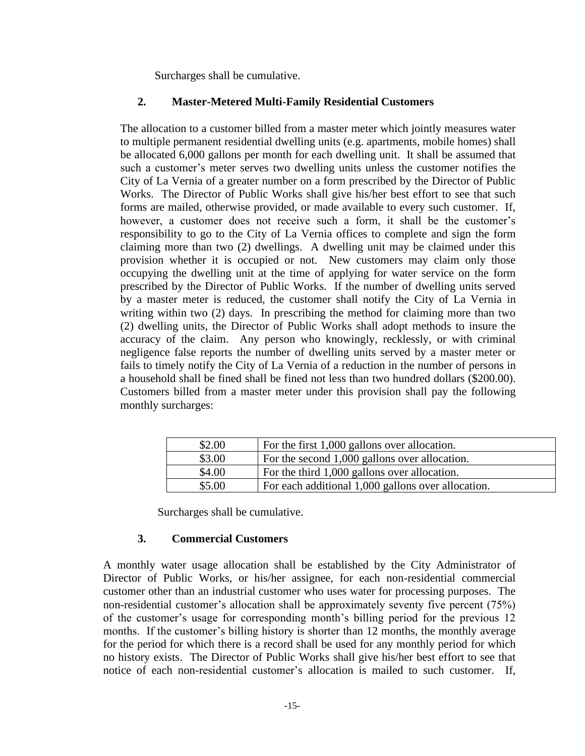Surcharges shall be cumulative.

### 2. Master-Metered Multi-Family Residential Customers

The allocation to a customer billed from a master meter which jointly measures water to multiple permanent residential dwelling units (e.g. apartments, mobile homes) shall be allocated 6,000 gallons per month for each dwelling unit. It shall be assumed that such a customer's meter serves two dwelling units unless the customer notifies the City of La Vernia of a greater number on a form prescribed by the Director of Public Works. The Director of Public Works shall give his/her best effort to see that such forms are mailed, otherwise provided, or made available to every such customer. If, however, a customer does not receive such a form, it shall be the customer's responsibility to go to the City of La Vernia offices to complete and sign the form claiming more than two (2) dwellings. A dwelling unit may be claimed under this provision whether it is occupied or not. New customers may claim only those occupying the dwelling unit at the time of applying for water service on the form prescribed by the Director of Public Works. If the number of dwelling units served by a master meter is reduced, the customer shall notify the City of La Vernia in writing within two (2) days. In prescribing the method for claiming more than two (2) dwelling units, the Director of Public Works shall adopt methods to insure the accuracy of the claim. Any person who knowingly, recklessly, or with criminal negligence false reports the number of dwelling units served by a master meter or fails to timely notify the City of La Vernia of a reduction in the number of persons in a household shall be fined shall be fined not less than two hundred dollars ($200.00). Customers billed from a master meter under this provision shall pay the following monthly surcharges:

| | |
|---|---|
| $2.00 | For the first 1,000 gallons over allocation. |
| $3.00 | For the second 1,000 gallons over allocation. |
| $4.00 | For the third 1,000 gallons over allocation. |
| $5.00 | For each additional 1,000 gallons over allocation. |

Surcharges shall be cumulative.

### 3. Commercial Customers

A monthly water usage allocation shall be established by the City Administrator of Director of Public Works, or his/her assignee, for each non-residential commercial customer other than an industrial customer who uses water for processing purposes. The non-residential customer's allocation shall be approximately seventy five percent (75%) of the customer's usage for corresponding month's billing period for the previous 12 months. If the customer's billing history is shorter than 12 months, the monthly average for the period for which there is a record shall be used for any monthly period for which no history exists. The Director of Public Works shall give his/her best effort to see that notice of each non-residential customer's allocation is mailed to such customer. If,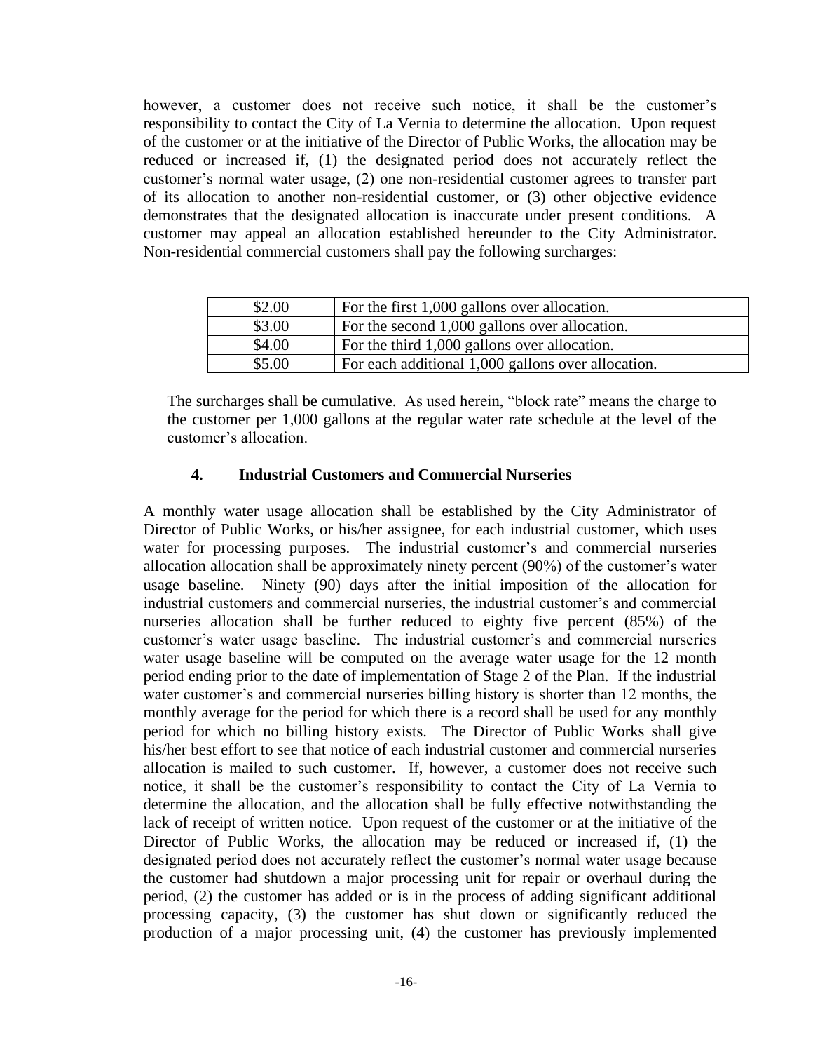however, a customer does not receive such notice, it shall be the customer's responsibility to contact the City of La Vernia to determine the allocation. Upon request of the customer or at the initiative of the Director of Public Works, the allocation may be reduced or increased if, (1) the designated period does not accurately reflect the customer's normal water usage, (2) one non-residential customer agrees to transfer part of its allocation to another non-residential customer, or (3) other objective evidence demonstrates that the designated allocation is inaccurate under present conditions. A customer may appeal an allocation established hereunder to the City Administrator. Non-residential commercial customers shall pay the following surcharges:

| | |
|---|---|
| \$2.00 | For the first 1,000 gallons over allocation. |
| \$3.00 | For the second 1,000 gallons over allocation. |
| \$4.00 | For the third 1,000 gallons over allocation. |
| \$5.00 | For each additional 1,000 gallons over allocation. |

The surcharges shall be cumulative. As used herein, "block rate" means the charge to the customer per 1,000 gallons at the regular water rate schedule at the level of the customer's allocation.

#### 4. Industrial Customers and Commercial Nurseries

A monthly water usage allocation shall be established by the City Administrator of Director of Public Works, or his/her assignee, for each industrial customer, which uses water for processing purposes. The industrial customer's and commercial nurseries allocation allocation shall be approximately ninety percent (90%) of the customer's water usage baseline. Ninety (90) days after the initial imposition of the allocation for industrial customers and commercial nurseries, the industrial customer's and commercial nurseries allocation shall be further reduced to eighty five percent (85%) of the customer's water usage baseline. The industrial customer's and commercial nurseries water usage baseline will be computed on the average water usage for the 12 month period ending prior to the date of implementation of Stage 2 of the Plan. If the industrial water customer's and commercial nurseries billing history is shorter than 12 months, the monthly average for the period for which there is a record shall be used for any monthly period for which no billing history exists. The Director of Public Works shall give his/her best effort to see that notice of each industrial customer and commercial nurseries allocation is mailed to such customer. If, however, a customer does not receive such notice, it shall be the customer's responsibility to contact the City of La Vernia to determine the allocation, and the allocation shall be fully effective notwithstanding the lack of receipt of written notice. Upon request of the customer or at the initiative of the Director of Public Works, the allocation may be reduced or increased if, (1) the designated period does not accurately reflect the customer's normal water usage because the customer had shutdown a major processing unit for repair or overhaul during the period, (2) the customer has added or is in the process of adding significant additional processing capacity, (3) the customer has shut down or significantly reduced the production of a major processing unit, (4) the customer has previously implemented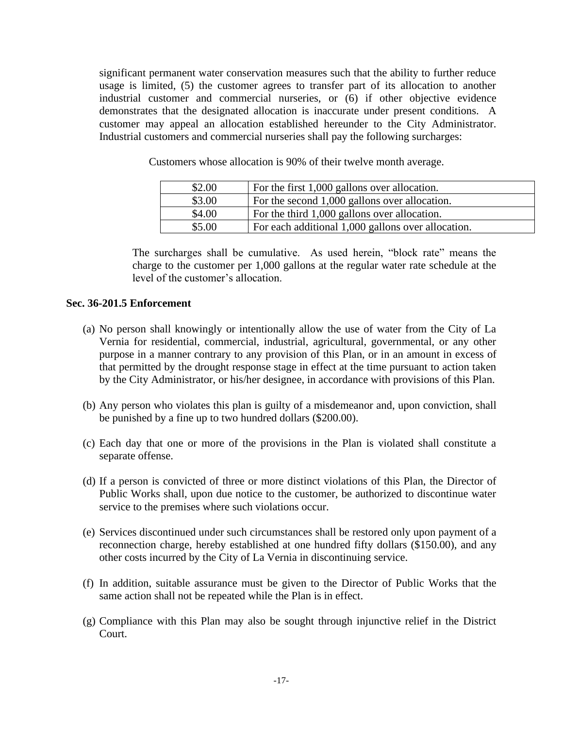significant permanent water conservation measures such that the ability to further reduce usage is limited, (5) the customer agrees to transfer part of its allocation to another industrial customer and commercial nurseries, or (6) if other objective evidence demonstrates that the designated allocation is inaccurate under present conditions. A customer may appeal an allocation established hereunder to the City Administrator. Industrial customers and commercial nurseries shall pay the following surcharges:

Customers whose allocation is 90% of their twelve month average.

| | |
|---|---|
| $2.00 | For the first 1,000 gallons over allocation. |
| $3.00 | For the second 1,000 gallons over allocation. |
| $4.00 | For the third 1,000 gallons over allocation. |
| $5.00 | For each additional 1,000 gallons over allocation. |

The surcharges shall be cumulative. As used herein, "block rate" means the charge to the customer per 1,000 gallons at the regular water rate schedule at the level of the customer's allocation.

**Sec. 36-201.5 Enforcement**

(a) No person shall knowingly or intentionally allow the use of water from the City of La Vernia for residential, commercial, industrial, agricultural, governmental, or any other purpose in a manner contrary to any provision of this Plan, or in an amount in excess of that permitted by the drought response stage in effect at the time pursuant to action taken by the City Administrator, or his/her designee, in accordance with provisions of this Plan.

(b) Any person who violates this plan is guilty of a misdemeanor and, upon conviction, shall be punished by a fine up to two hundred dollars ($200.00).

(c) Each day that one or more of the provisions in the Plan is violated shall constitute a separate offense.

(d) If a person is convicted of three or more distinct violations of this Plan, the Director of Public Works shall, upon due notice to the customer, be authorized to discontinue water service to the premises where such violations occur.

(e) Services discontinued under such circumstances shall be restored only upon payment of a reconnection charge, hereby established at one hundred fifty dollars ($150.00), and any other costs incurred by the City of La Vernia in discontinuing service.

(f) In addition, suitable assurance must be given to the Director of Public Works that the same action shall not be repeated while the Plan is in effect.

(g) Compliance with this Plan may also be sought through injunctive relief in the District Court.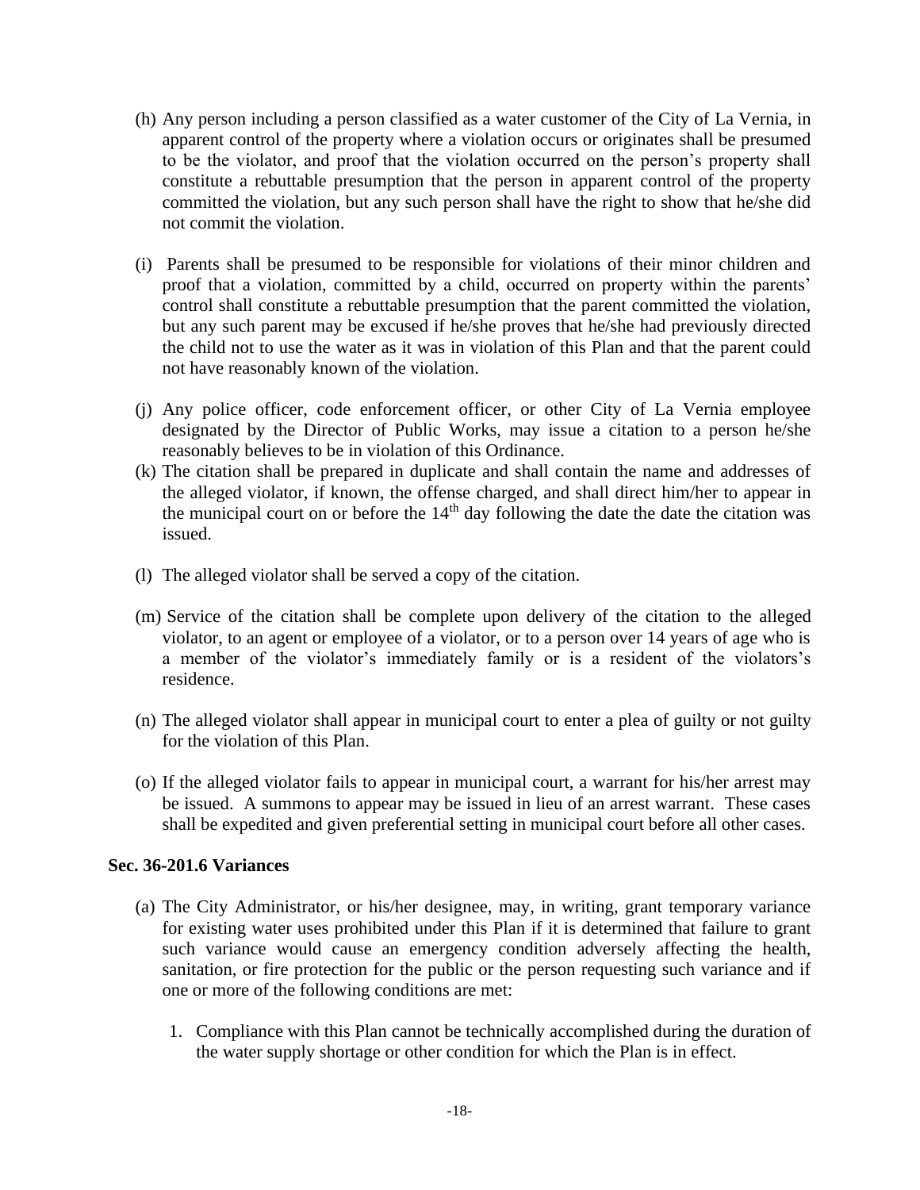(h) Any person including a person classified as a water customer of the City of La Vernia, in apparent control of the property where a violation occurs or originates shall be presumed to be the violator, and proof that the violation occurred on the person's property shall constitute a rebuttable presumption that the person in apparent control of the property committed the violation, but any such person shall have the right to show that he/she did not commit the violation.

(i) Parents shall be presumed to be responsible for violations of their minor children and proof that a violation, committed by a child, occurred on property within the parents' control shall constitute a rebuttable presumption that the parent committed the violation, but any such parent may be excused if he/she proves that he/she had previously directed the child not to use the water as it was in violation of this Plan and that the parent could not have reasonably known of the violation.

(j) Any police officer, code enforcement officer, or other City of La Vernia employee designated by the Director of Public Works, may issue a citation to a person he/she reasonably believes to be in violation of this Ordinance.

(k) The citation shall be prepared in duplicate and shall contain the name and addresses of the alleged violator, if known, the offense charged, and shall direct him/her to appear in the municipal court on or before the 14th day following the date the date the citation was issued.

(l) The alleged violator shall be served a copy of the citation.

(m) Service of the citation shall be complete upon delivery of the citation to the alleged violator, to an agent or employee of a violator, or to a person over 14 years of age who is a member of the violator's immediately family or is a resident of the violators's residence.

(n) The alleged violator shall appear in municipal court to enter a plea of guilty or not guilty for the violation of this Plan.

(o) If the alleged violator fails to appear in municipal court, a warrant for his/her arrest may be issued. A summons to appear may be issued in lieu of an arrest warrant. These cases shall be expedited and given preferential setting in municipal court before all other cases.

**Sec. 36-201.6 Variances**

(a) The City Administrator, or his/her designee, may, in writing, grant temporary variance for existing water uses prohibited under this Plan if it is determined that failure to grant such variance would cause an emergency condition adversely affecting the health, sanitation, or fire protection for the public or the person requesting such variance and if one or more of the following conditions are met:

1. Compliance with this Plan cannot be technically accomplished during the duration of the water supply shortage or other condition for which the Plan is in effect.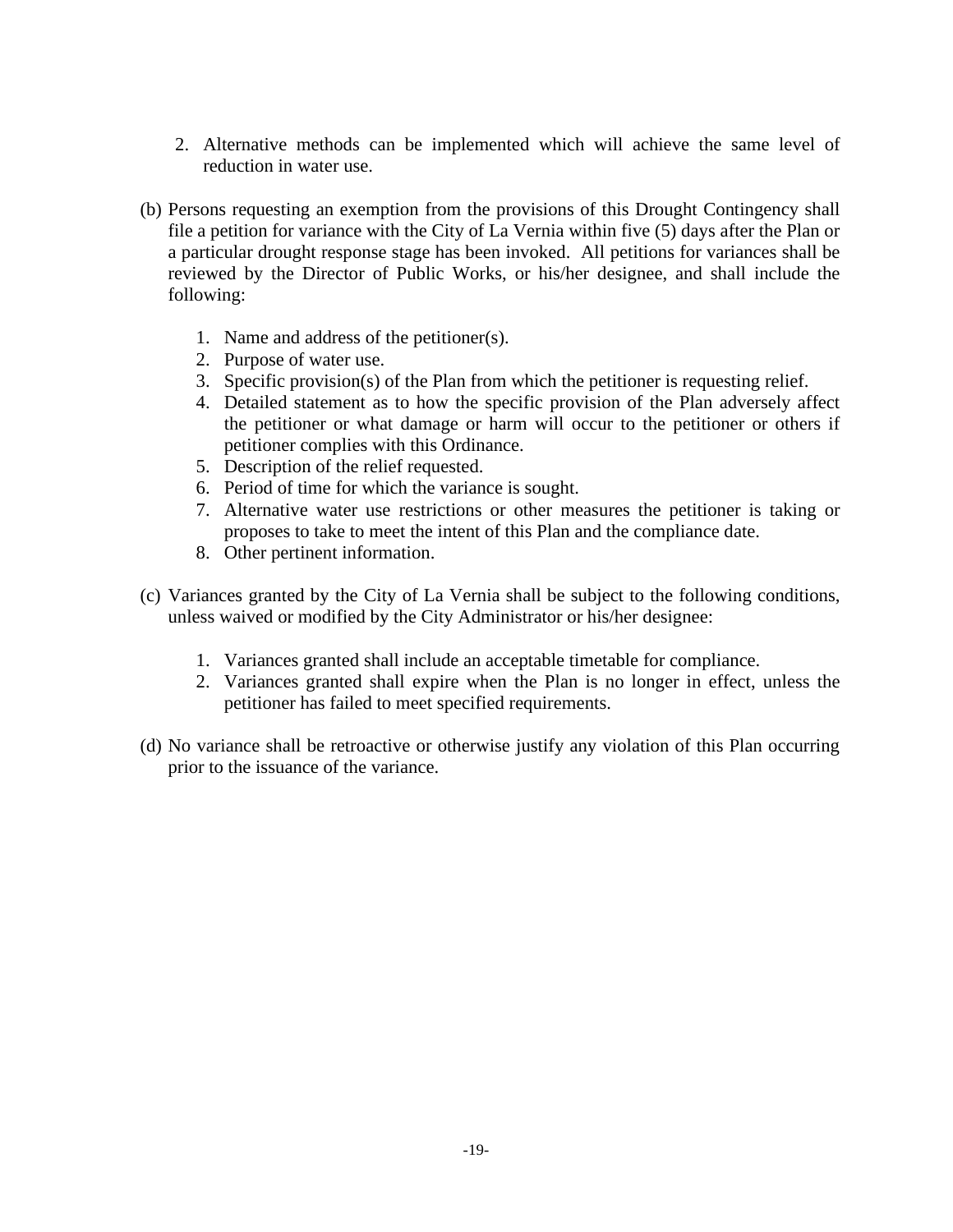2. Alternative methods can be implemented which will achieve the same level of reduction in water use.

(b) Persons requesting an exemption from the provisions of this Drought Contingency shall file a petition for variance with the City of La Vernia within five (5) days after the Plan or a particular drought response stage has been invoked. All petitions for variances shall be reviewed by the Director of Public Works, or his/her designee, and shall include the following:

1. Name and address of the petitioner(s).
2. Purpose of water use.
3. Specific provision(s) of the Plan from which the petitioner is requesting relief.
4. Detailed statement as to how the specific provision of the Plan adversely affect the petitioner or what damage or harm will occur to the petitioner or others if petitioner complies with this Ordinance.
5. Description of the relief requested.
6. Period of time for which the variance is sought.
7. Alternative water use restrictions or other measures the petitioner is taking or proposes to take to meet the intent of this Plan and the compliance date.
8. Other pertinent information.

(c) Variances granted by the City of La Vernia shall be subject to the following conditions, unless waived or modified by the City Administrator or his/her designee:

1. Variances granted shall include an acceptable timetable for compliance.
2. Variances granted shall expire when the Plan is no longer in effect, unless the petitioner has failed to meet specified requirements.

(d) No variance shall be retroactive or otherwise justify any violation of this Plan occurring prior to the issuance of the variance.